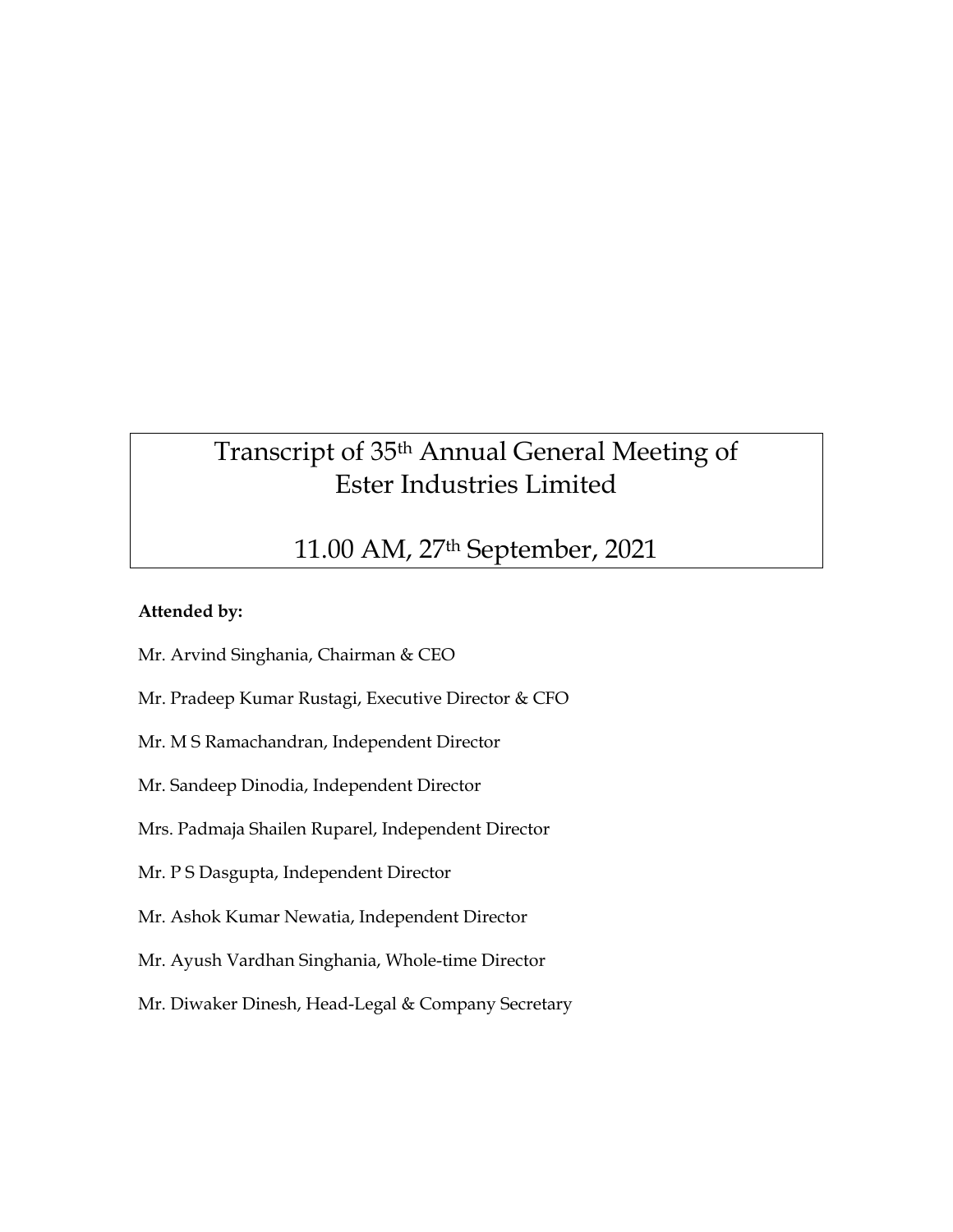# Transcript of 35th Annual General Meeting of Ester Industries Limited

## 11.00 AM, 27th September, 2021

**Attended by:**

Mr. Arvind Singhania, Chairman & CEO

Mr. Pradeep Kumar Rustagi, Executive Director & CFO

Mr. M S Ramachandran, Independent Director

Mr. Sandeep Dinodia, Independent Director

Mrs. Padmaja Shailen Ruparel, Independent Director

Mr. P S Dasgupta, Independent Director

Mr. Ashok Kumar Newatia, Independent Director

Mr. Ayush Vardhan Singhania, Whole-time Director

Mr. Diwaker Dinesh, Head-Legal & Company Secretary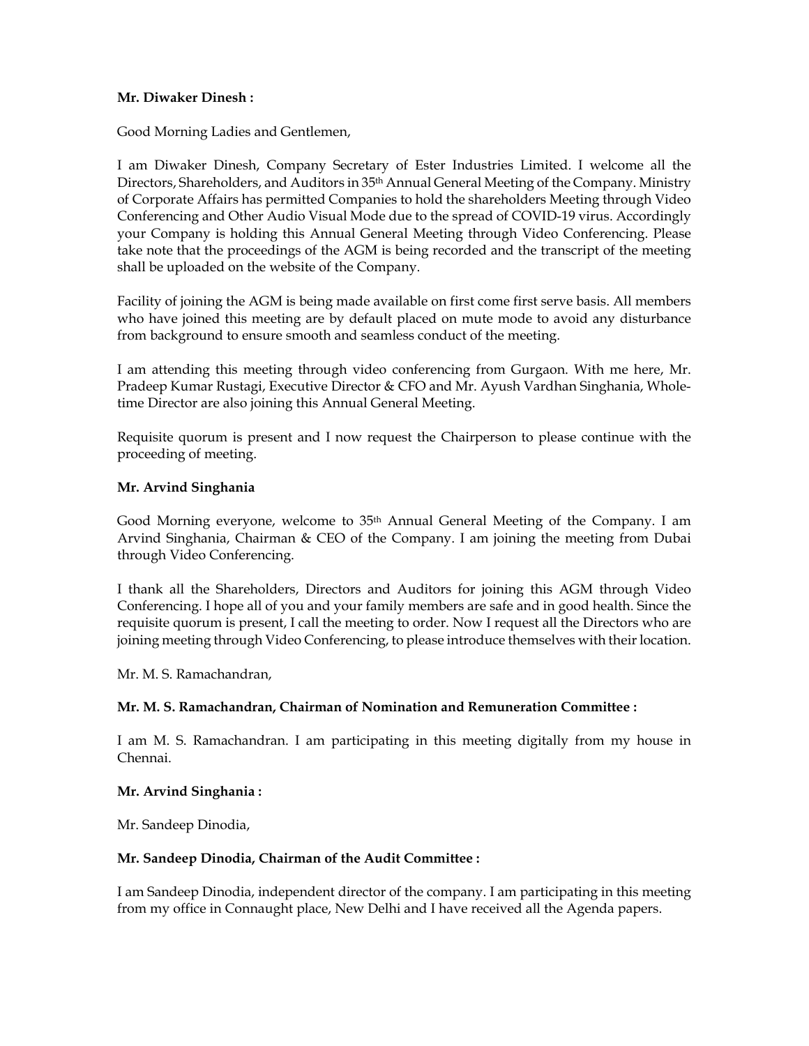**Mr. Diwaker Dinesh :**

Good Morning Ladies and Gentlemen,

I am Diwaker Dinesh, Company Secretary of Ester Industries Limited. I welcome all the Directors, Shareholders, and Auditors in 35th Annual General Meeting of the Company. Ministry of Corporate Affairs has permitted Companies to hold the shareholders Meeting through Video Conferencing and Other Audio Visual Mode due to the spread of COVID-19 virus. Accordingly your Company is holding this Annual General Meeting through Video Conferencing. Please take note that the proceedings of the AGM is being recorded and the transcript of the meeting shall be uploaded on the website of the Company.

Facility of joining the AGM is being made available on first come first serve basis. All members who have joined this meeting are by default placed on mute mode to avoid any disturbance from background to ensure smooth and seamless conduct of the meeting.

I am attending this meeting through video conferencing from Gurgaon. With me here, Mr. Pradeep Kumar Rustagi, Executive Director & CFO and Mr. Ayush Vardhan Singhania, Whole-time Director are also joining this Annual General Meeting.

Requisite quorum is present and I now request the Chairperson to please continue with the proceeding of meeting.

**Mr. Arvind Singhania**

Good Morning everyone, welcome to 35th Annual General Meeting of the Company. I am Arvind Singhania, Chairman & CEO of the Company. I am joining the meeting from Dubai through Video Conferencing.

I thank all the Shareholders, Directors and Auditors for joining this AGM through Video Conferencing. I hope all of you and your family members are safe and in good health. Since the requisite quorum is present, I call the meeting to order. Now I request all the Directors who are joining meeting through Video Conferencing, to please introduce themselves with their location.

Mr. M. S. Ramachandran,

**Mr. M. S. Ramachandran, Chairman of Nomination and Remuneration Committee :**

I am M. S. Ramachandran. I am participating in this meeting digitally from my house in Chennai.

**Mr. Arvind Singhania :**

Mr. Sandeep Dinodia,

**Mr. Sandeep Dinodia, Chairman of the Audit Committee :**

I am Sandeep Dinodia, independent director of the company. I am participating in this meeting from my office in Connaught place, New Delhi and I have received all the Agenda papers.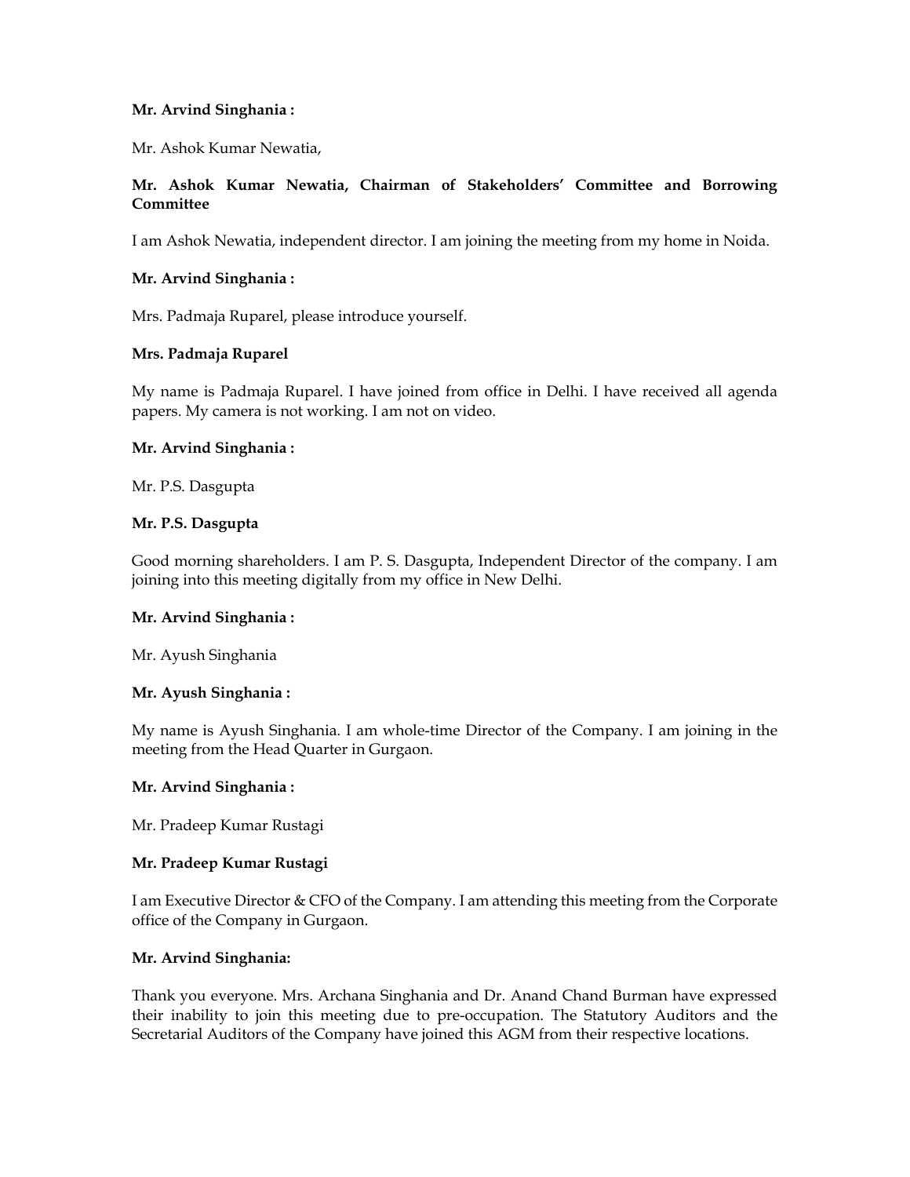**Mr. Arvind Singhania :**

Mr. Ashok Kumar Newatia,

**Mr. Ashok Kumar Newatia, Chairman of Stakeholders' Committee and Borrowing Committee**

I am Ashok Newatia, independent director. I am joining the meeting from my home in Noida.

**Mr. Arvind Singhania :**

Mrs. Padmaja Ruparel, please introduce yourself.

**Mrs. Padmaja Ruparel**

My name is Padmaja Ruparel. I have joined from office in Delhi. I have received all agenda papers. My camera is not working. I am not on video.

**Mr. Arvind Singhania :**

Mr. P.S. Dasgupta

**Mr. P.S. Dasgupta**

Good morning shareholders. I am P. S. Dasgupta, Independent Director of the company. I am joining into this meeting digitally from my office in New Delhi.

**Mr. Arvind Singhania :**

Mr. Ayush Singhania

**Mr. Ayush Singhania :**

My name is Ayush Singhania. I am whole-time Director of the Company. I am joining in the meeting from the Head Quarter in Gurgaon.

**Mr. Arvind Singhania :**

Mr. Pradeep Kumar Rustagi

**Mr. Pradeep Kumar Rustagi**

I am Executive Director & CFO of the Company. I am attending this meeting from the Corporate office of the Company in Gurgaon.

**Mr. Arvind Singhania:**

Thank you everyone. Mrs. Archana Singhania and Dr. Anand Chand Burman have expressed their inability to join this meeting due to pre-occupation. The Statutory Auditors and the Secretarial Auditors of the Company have joined this AGM from their respective locations.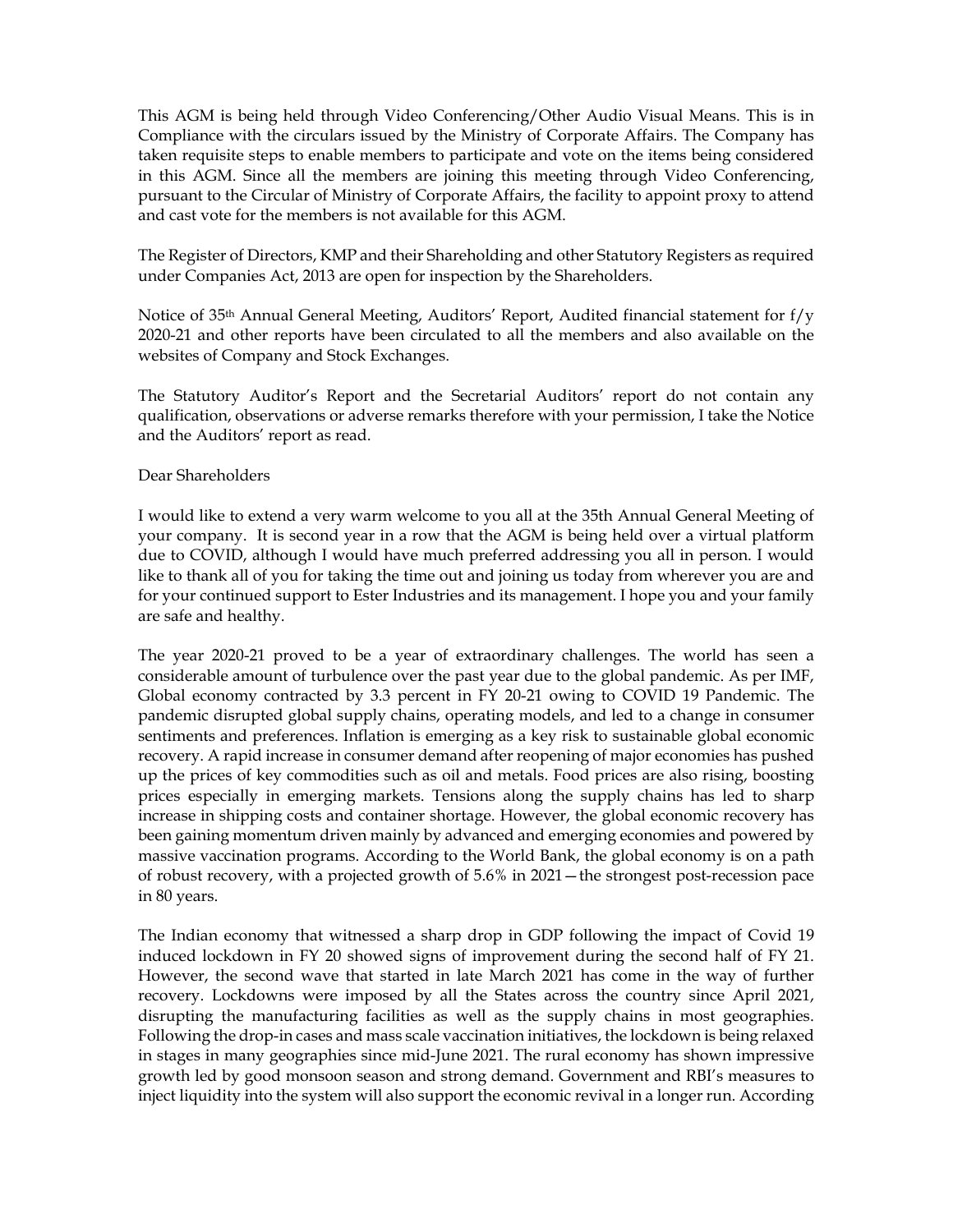This AGM is being held through Video Conferencing/Other Audio Visual Means. This is in Compliance with the circulars issued by the Ministry of Corporate Affairs. The Company has taken requisite steps to enable members to participate and vote on the items being considered in this AGM. Since all the members are joining this meeting through Video Conferencing, pursuant to the Circular of Ministry of Corporate Affairs, the facility to appoint proxy to attend and cast vote for the members is not available for this AGM.

The Register of Directors, KMP and their Shareholding and other Statutory Registers as required under Companies Act, 2013 are open for inspection by the Shareholders.

Notice of 35th Annual General Meeting, Auditors' Report, Audited financial statement for f/y 2020-21 and other reports have been circulated to all the members and also available on the websites of Company and Stock Exchanges.

The Statutory Auditor's Report and the Secretarial Auditors' report do not contain any qualification, observations or adverse remarks therefore with your permission, I take the Notice and the Auditors' report as read.

Dear Shareholders

I would like to extend a very warm welcome to you all at the 35th Annual General Meeting of your company. It is second year in a row that the AGM is being held over a virtual platform due to COVID, although I would have much preferred addressing you all in person. I would like to thank all of you for taking the time out and joining us today from wherever you are and for your continued support to Ester Industries and its management. I hope you and your family are safe and healthy.

The year 2020-21 proved to be a year of extraordinary challenges. The world has seen a considerable amount of turbulence over the past year due to the global pandemic. As per IMF, Global economy contracted by 3.3 percent in FY 20-21 owing to COVID 19 Pandemic. The pandemic disrupted global supply chains, operating models, and led to a change in consumer sentiments and preferences. Inflation is emerging as a key risk to sustainable global economic recovery. A rapid increase in consumer demand after reopening of major economies has pushed up the prices of key commodities such as oil and metals. Food prices are also rising, boosting prices especially in emerging markets. Tensions along the supply chains has led to sharp increase in shipping costs and container shortage. However, the global economic recovery has been gaining momentum driven mainly by advanced and emerging economies and powered by massive vaccination programs. According to the World Bank, the global economy is on a path of robust recovery, with a projected growth of 5.6% in 2021—the strongest post-recession pace in 80 years.

The Indian economy that witnessed a sharp drop in GDP following the impact of Covid 19 induced lockdown in FY 20 showed signs of improvement during the second half of FY 21. However, the second wave that started in late March 2021 has come in the way of further recovery. Lockdowns were imposed by all the States across the country since April 2021, disrupting the manufacturing facilities as well as the supply chains in most geographies. Following the drop-in cases and mass scale vaccination initiatives, the lockdown is being relaxed in stages in many geographies since mid-June 2021. The rural economy has shown impressive growth led by good monsoon season and strong demand. Government and RBI's measures to inject liquidity into the system will also support the economic revival in a longer run. According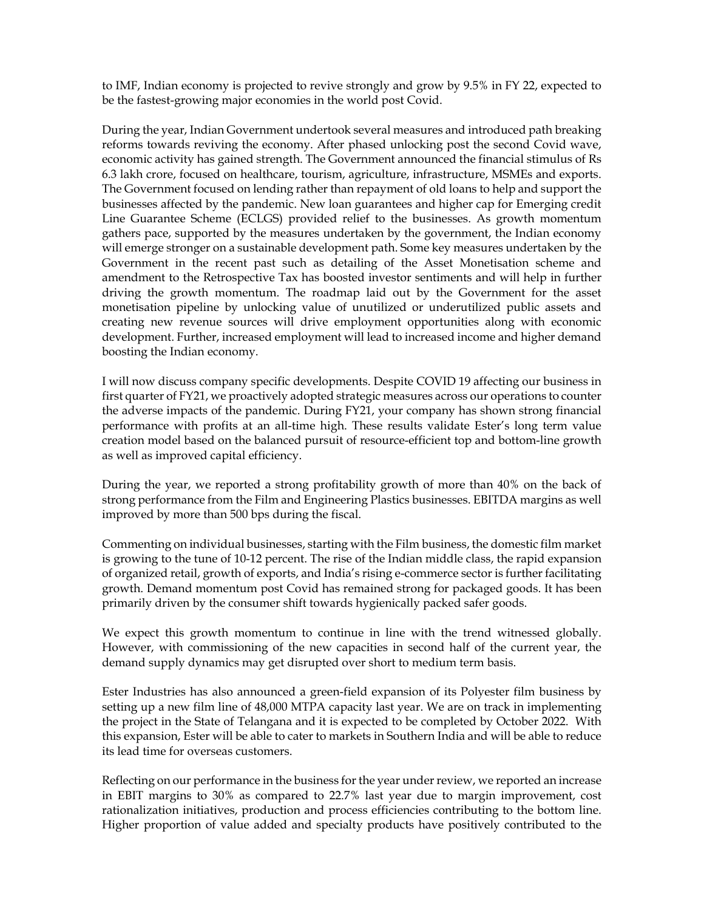to IMF, Indian economy is projected to revive strongly and grow by 9.5% in FY 22, expected to be the fastest-growing major economies in the world post Covid.

During the year, Indian Government undertook several measures and introduced path breaking reforms towards reviving the economy. After phased unlocking post the second Covid wave, economic activity has gained strength. The Government announced the financial stimulus of Rs 6.3 lakh crore, focused on healthcare, tourism, agriculture, infrastructure, MSMEs and exports. The Government focused on lending rather than repayment of old loans to help and support the businesses affected by the pandemic. New loan guarantees and higher cap for Emerging credit Line Guarantee Scheme (ECLGS) provided relief to the businesses. As growth momentum gathers pace, supported by the measures undertaken by the government, the Indian economy will emerge stronger on a sustainable development path. Some key measures undertaken by the Government in the recent past such as detailing of the Asset Monetisation scheme and amendment to the Retrospective Tax has boosted investor sentiments and will help in further driving the growth momentum. The roadmap laid out by the Government for the asset monetisation pipeline by unlocking value of unutilized or underutilized public assets and creating new revenue sources will drive employment opportunities along with economic development. Further, increased employment will lead to increased income and higher demand boosting the Indian economy.

I will now discuss company specific developments. Despite COVID 19 affecting our business in first quarter of FY21, we proactively adopted strategic measures across our operations to counter the adverse impacts of the pandemic. During FY21, your company has shown strong financial performance with profits at an all-time high. These results validate Ester's long term value creation model based on the balanced pursuit of resource-efficient top and bottom-line growth as well as improved capital efficiency.

During the year, we reported a strong profitability growth of more than 40% on the back of strong performance from the Film and Engineering Plastics businesses. EBITDA margins as well improved by more than 500 bps during the fiscal.

Commenting on individual businesses, starting with the Film business, the domestic film market is growing to the tune of 10-12 percent. The rise of the Indian middle class, the rapid expansion of organized retail, growth of exports, and India's rising e-commerce sector is further facilitating growth. Demand momentum post Covid has remained strong for packaged goods. It has been primarily driven by the consumer shift towards hygienically packed safer goods.

We expect this growth momentum to continue in line with the trend witnessed globally. However, with commissioning of the new capacities in second half of the current year, the demand supply dynamics may get disrupted over short to medium term basis.

Ester Industries has also announced a green-field expansion of its Polyester film business by setting up a new film line of 48,000 MTPA capacity last year. We are on track in implementing the project in the State of Telangana and it is expected to be completed by October 2022. With this expansion, Ester will be able to cater to markets in Southern India and will be able to reduce its lead time for overseas customers.

Reflecting on our performance in the business for the year under review, we reported an increase in EBIT margins to 30% as compared to 22.7% last year due to margin improvement, cost rationalization initiatives, production and process efficiencies contributing to the bottom line. Higher proportion of value added and specialty products have positively contributed to the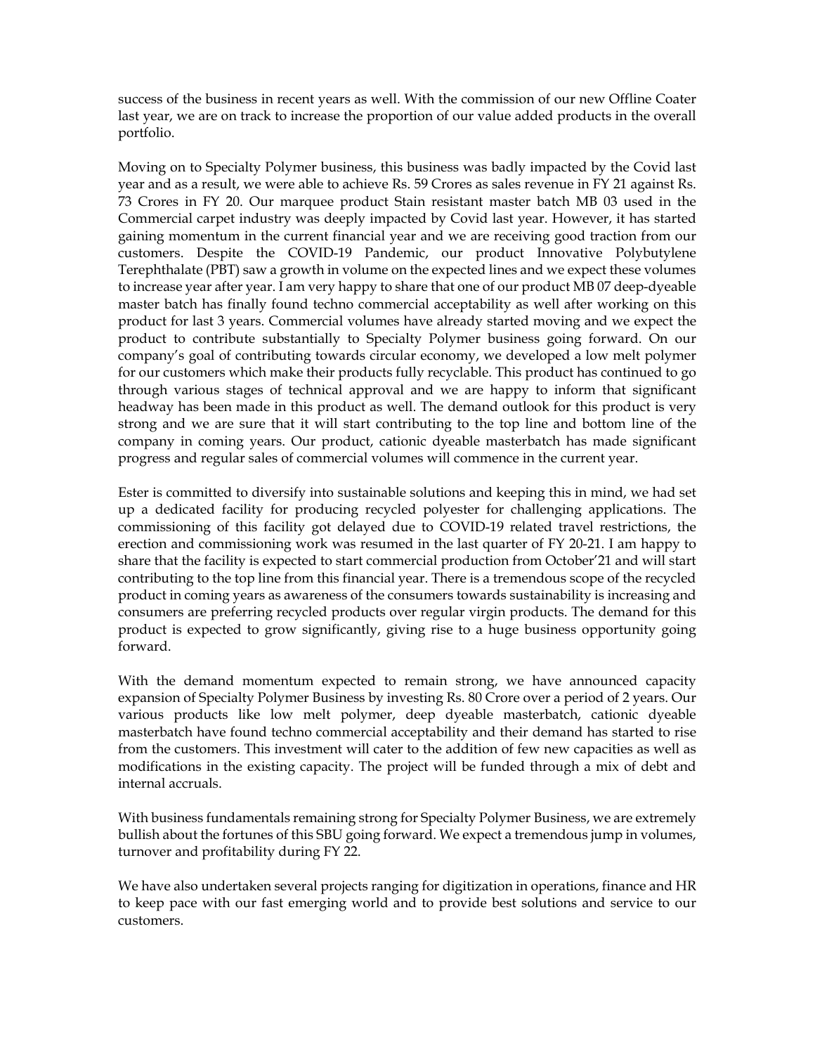success of the business in recent years as well. With the commission of our new Offline Coater last year, we are on track to increase the proportion of our value added products in the overall portfolio.

Moving on to Specialty Polymer business, this business was badly impacted by the Covid last year and as a result, we were able to achieve Rs. 59 Crores as sales revenue in FY 21 against Rs. 73 Crores in FY 20. Our marquee product Stain resistant master batch MB 03 used in the Commercial carpet industry was deeply impacted by Covid last year. However, it has started gaining momentum in the current financial year and we are receiving good traction from our customers. Despite the COVID-19 Pandemic, our product Innovative Polybutylene Terephthalate (PBT) saw a growth in volume on the expected lines and we expect these volumes to increase year after year. I am very happy to share that one of our product MB 07 deep-dyeable master batch has finally found techno commercial acceptability as well after working on this product for last 3 years. Commercial volumes have already started moving and we expect the product to contribute substantially to Specialty Polymer business going forward. On our company's goal of contributing towards circular economy, we developed a low melt polymer for our customers which make their products fully recyclable. This product has continued to go through various stages of technical approval and we are happy to inform that significant headway has been made in this product as well. The demand outlook for this product is very strong and we are sure that it will start contributing to the top line and bottom line of the company in coming years. Our product, cationic dyeable masterbatch has made significant progress and regular sales of commercial volumes will commence in the current year.

Ester is committed to diversify into sustainable solutions and keeping this in mind, we had set up a dedicated facility for producing recycled polyester for challenging applications. The commissioning of this facility got delayed due to COVID-19 related travel restrictions, the erection and commissioning work was resumed in the last quarter of FY 20-21. I am happy to share that the facility is expected to start commercial production from October'21 and will start contributing to the top line from this financial year. There is a tremendous scope of the recycled product in coming years as awareness of the consumers towards sustainability is increasing and consumers are preferring recycled products over regular virgin products. The demand for this product is expected to grow significantly, giving rise to a huge business opportunity going forward.

With the demand momentum expected to remain strong, we have announced capacity expansion of Specialty Polymer Business by investing Rs. 80 Crore over a period of 2 years. Our various products like low melt polymer, deep dyeable masterbatch, cationic dyeable masterbatch have found techno commercial acceptability and their demand has started to rise from the customers. This investment will cater to the addition of few new capacities as well as modifications in the existing capacity. The project will be funded through a mix of debt and internal accruals.

With business fundamentals remaining strong for Specialty Polymer Business, we are extremely bullish about the fortunes of this SBU going forward. We expect a tremendous jump in volumes, turnover and profitability during FY 22.

We have also undertaken several projects ranging for digitization in operations, finance and HR to keep pace with our fast emerging world and to provide best solutions and service to our customers.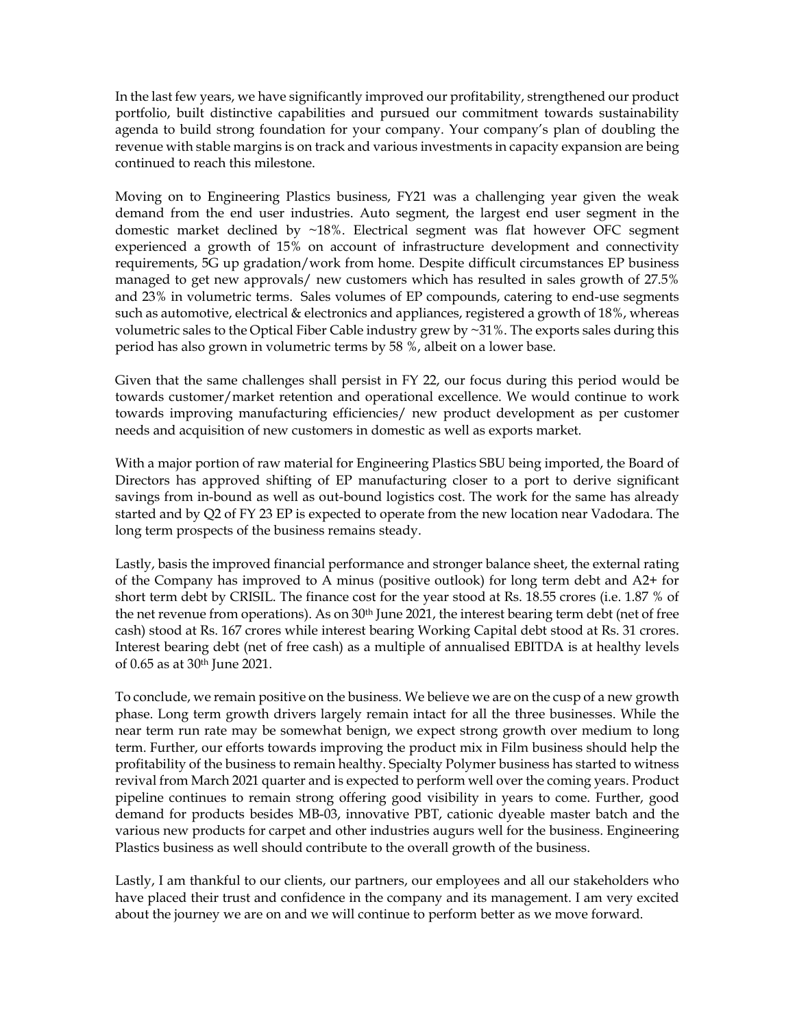In the last few years, we have significantly improved our profitability, strengthened our product portfolio, built distinctive capabilities and pursued our commitment towards sustainability agenda to build strong foundation for your company. Your company's plan of doubling the revenue with stable margins is on track and various investments in capacity expansion are being continued to reach this milestone.

Moving on to Engineering Plastics business, FY21 was a challenging year given the weak demand from the end user industries. Auto segment, the largest end user segment in the domestic market declined by ~18%. Electrical segment was flat however OFC segment experienced a growth of 15% on account of infrastructure development and connectivity requirements, 5G up gradation/work from home. Despite difficult circumstances EP business managed to get new approvals/ new customers which has resulted in sales growth of 27.5% and 23% in volumetric terms. Sales volumes of EP compounds, catering to end-use segments such as automotive, electrical & electronics and appliances, registered a growth of 18%, whereas volumetric sales to the Optical Fiber Cable industry grew by ~31%. The exports sales during this period has also grown in volumetric terms by 58 %, albeit on a lower base.

Given that the same challenges shall persist in FY 22, our focus during this period would be towards customer/market retention and operational excellence. We would continue to work towards improving manufacturing efficiencies/ new product development as per customer needs and acquisition of new customers in domestic as well as exports market.

With a major portion of raw material for Engineering Plastics SBU being imported, the Board of Directors has approved shifting of EP manufacturing closer to a port to derive significant savings from in-bound as well as out-bound logistics cost. The work for the same has already started and by Q2 of FY 23 EP is expected to operate from the new location near Vadodara. The long term prospects of the business remains steady.

Lastly, basis the improved financial performance and stronger balance sheet, the external rating of the Company has improved to A minus (positive outlook) for long term debt and A2+ for short term debt by CRISIL. The finance cost for the year stood at Rs. 18.55 crores (i.e. 1.87 % of the net revenue from operations). As on 30th June 2021, the interest bearing term debt (net of free cash) stood at Rs. 167 crores while interest bearing Working Capital debt stood at Rs. 31 crores. Interest bearing debt (net of free cash) as a multiple of annualised EBITDA is at healthy levels of 0.65 as at 30th June 2021.

To conclude, we remain positive on the business. We believe we are on the cusp of a new growth phase. Long term growth drivers largely remain intact for all the three businesses. While the near term run rate may be somewhat benign, we expect strong growth over medium to long term. Further, our efforts towards improving the product mix in Film business should help the profitability of the business to remain healthy. Specialty Polymer business has started to witness revival from March 2021 quarter and is expected to perform well over the coming years. Product pipeline continues to remain strong offering good visibility in years to come. Further, good demand for products besides MB-03, innovative PBT, cationic dyeable master batch and the various new products for carpet and other industries augurs well for the business. Engineering Plastics business as well should contribute to the overall growth of the business.

Lastly, I am thankful to our clients, our partners, our employees and all our stakeholders who have placed their trust and confidence in the company and its management. I am very excited about the journey we are on and we will continue to perform better as we move forward.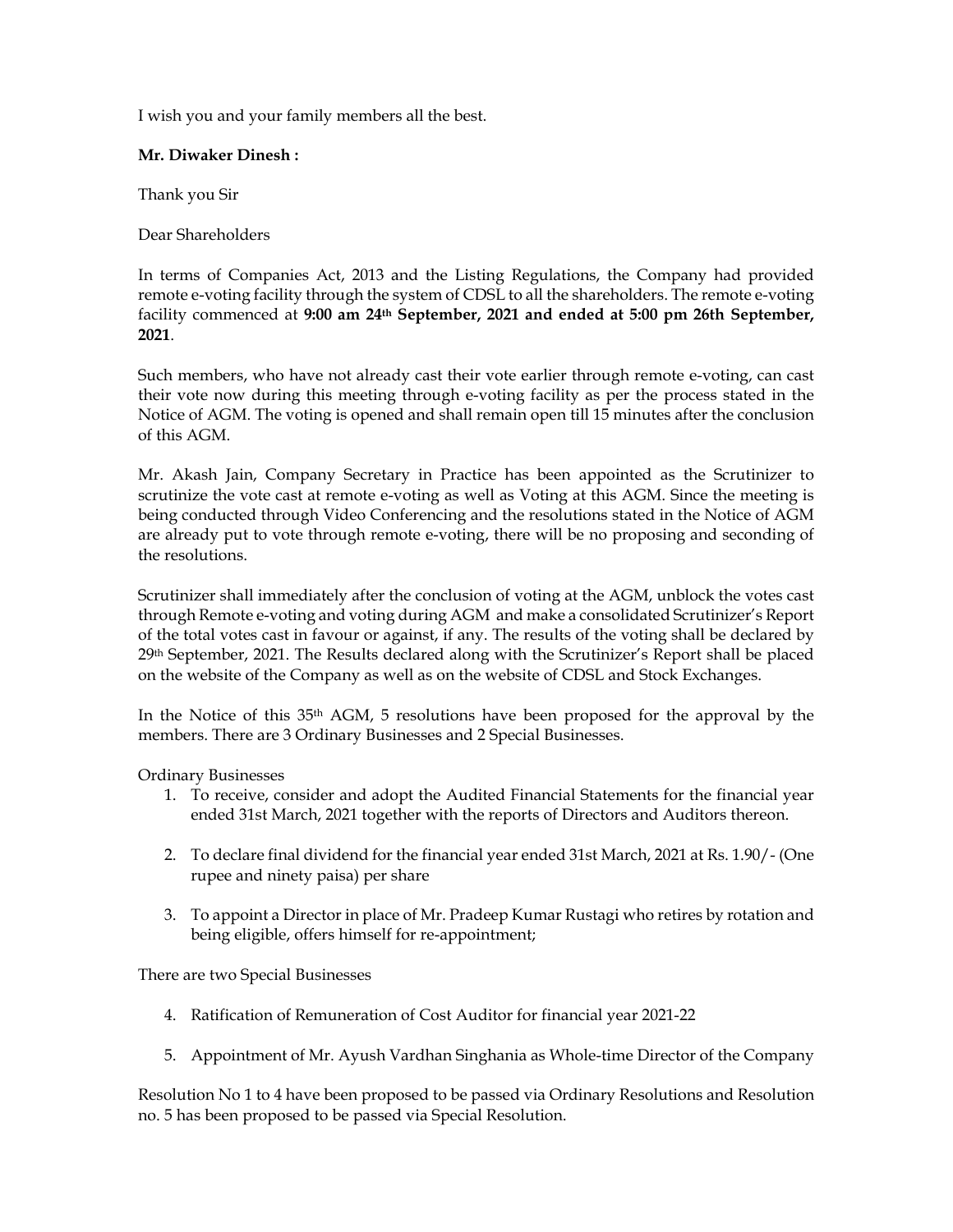I wish you and your family members all the best.

**Mr. Diwaker Dinesh :**

Thank you Sir

Dear Shareholders

In terms of Companies Act, 2013 and the Listing Regulations, the Company had provided remote e-voting facility through the system of CDSL to all the shareholders. The remote e-voting facility commenced at **9:00 am 24th September, 2021 and ended at 5:00 pm 26th September, 2021**.

Such members, who have not already cast their vote earlier through remote e-voting, can cast their vote now during this meeting through e-voting facility as per the process stated in the Notice of AGM. The voting is opened and shall remain open till 15 minutes after the conclusion of this AGM.

Mr. Akash Jain, Company Secretary in Practice has been appointed as the Scrutinizer to scrutinize the vote cast at remote e-voting as well as Voting at this AGM. Since the meeting is being conducted through Video Conferencing and the resolutions stated in the Notice of AGM are already put to vote through remote e-voting, there will be no proposing and seconding of the resolutions.

Scrutinizer shall immediately after the conclusion of voting at the AGM, unblock the votes cast through Remote e-voting and voting during AGM and make a consolidated Scrutinizer's Report of the total votes cast in favour or against, if any. The results of the voting shall be declared by 29th September, 2021. The Results declared along with the Scrutinizer's Report shall be placed on the website of the Company as well as on the website of CDSL and Stock Exchanges.

In the Notice of this 35th AGM, 5 resolutions have been proposed for the approval by the members. There are 3 Ordinary Businesses and 2 Special Businesses.

Ordinary Businesses

1. To receive, consider and adopt the Audited Financial Statements for the financial year ended 31st March, 2021 together with the reports of Directors and Auditors thereon.

2. To declare final dividend for the financial year ended 31st March, 2021 at Rs. 1.90/- (One rupee and ninety paisa) per share

3. To appoint a Director in place of Mr. Pradeep Kumar Rustagi who retires by rotation and being eligible, offers himself for re-appointment;

There are two Special Businesses

4. Ratification of Remuneration of Cost Auditor for financial year 2021-22

5. Appointment of Mr. Ayush Vardhan Singhania as Whole-time Director of the Company

Resolution No 1 to 4 have been proposed to be passed via Ordinary Resolutions and Resolution no. 5 has been proposed to be passed via Special Resolution.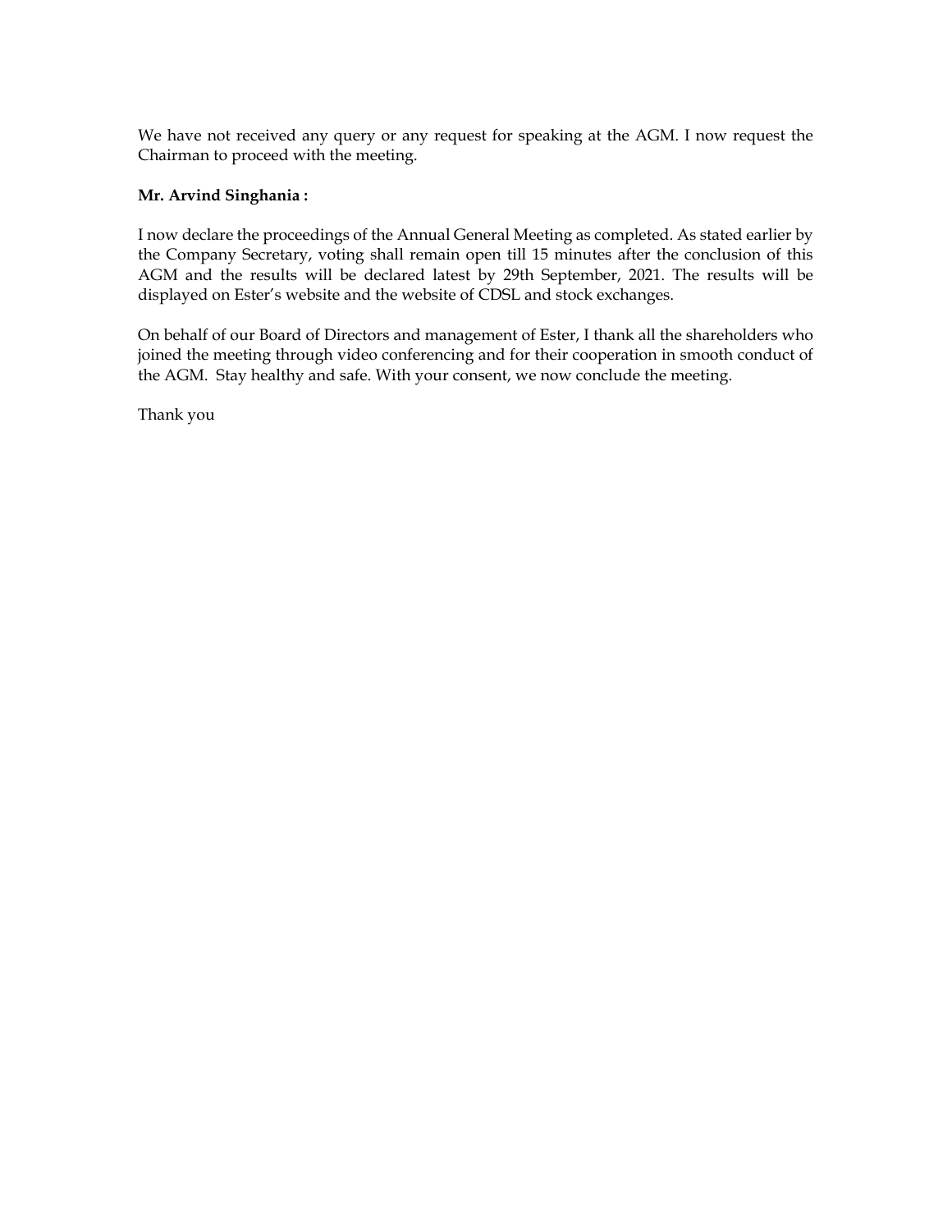We have not received any query or any request for speaking at the AGM. I now request the Chairman to proceed with the meeting.

**Mr. Arvind Singhania :**

I now declare the proceedings of the Annual General Meeting as completed. As stated earlier by the Company Secretary, voting shall remain open till 15 minutes after the conclusion of this AGM and the results will be declared latest by 29th September, 2021. The results will be displayed on Ester's website and the website of CDSL and stock exchanges.

On behalf of our Board of Directors and management of Ester, I thank all the shareholders who joined the meeting through video conferencing and for their cooperation in smooth conduct of the AGM. Stay healthy and safe. With your consent, we now conclude the meeting.

Thank you